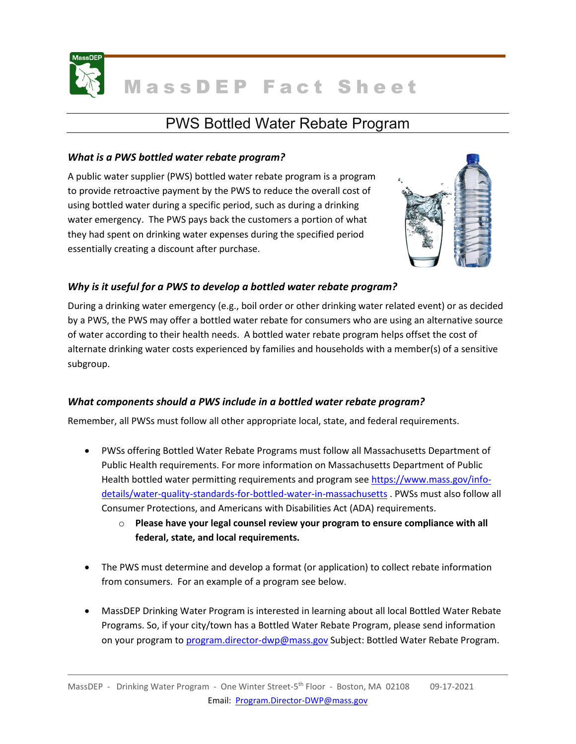# MassDEP Fact Sheet

## PWS Bottled Water Rebate Program

### *What is a PWS bottled water rebate program?*

A public water supplier (PWS) bottled water rebate program is a program to provide retroactive payment by the PWS to reduce the overall cost of using bottled water during a specific period, such as during a drinking water emergency. The PWS pays back the customers a portion of what they had spent on drinking water expenses during the specified period essentially creating a discount after purchase.

### *Why is it useful for a PWS to develop a bottled water rebate program?*

During a drinking water emergency (e.g., boil order or other drinking water related event) or as decided by a PWS, the PWS may offer a bottled water rebate for consumers who are using an alternative source of water according to their health needs. A bottled water rebate program helps offset the cost of alternate drinking water costs experienced by families and households with a member(s) of a sensitive subgroup.

### *What components should a PWS include in a bottled water rebate program?*

Remember, all PWSs must follow all other appropriate local, state, and federal requirements.

- PWSs offering Bottled Water Rebate Programs must follow all Massachusetts Department of Public Health requirements. For more information on Massachusetts Department of Public Health bottled water permitting requirements and program see https://www.mass.gov/info-details/water-quality-standards-for-bottled-water-in-massachusetts . PWSs must also follow all Consumer Protections, and Americans with Disabilities Act (ADA) requirements.
  - **Please have your legal counsel review your program to ensure compliance with all federal, state, and local requirements.**

- The PWS must determine and develop a format (or application) to collect rebate information from consumers. For an example of a program see below.

- MassDEP Drinking Water Program is interested in learning about all local Bottled Water Rebate Programs. So, if your city/town has a Bottled Water Rebate Program, please send information on your program to program.director-dwp@mass.gov Subject: Bottled Water Rebate Program.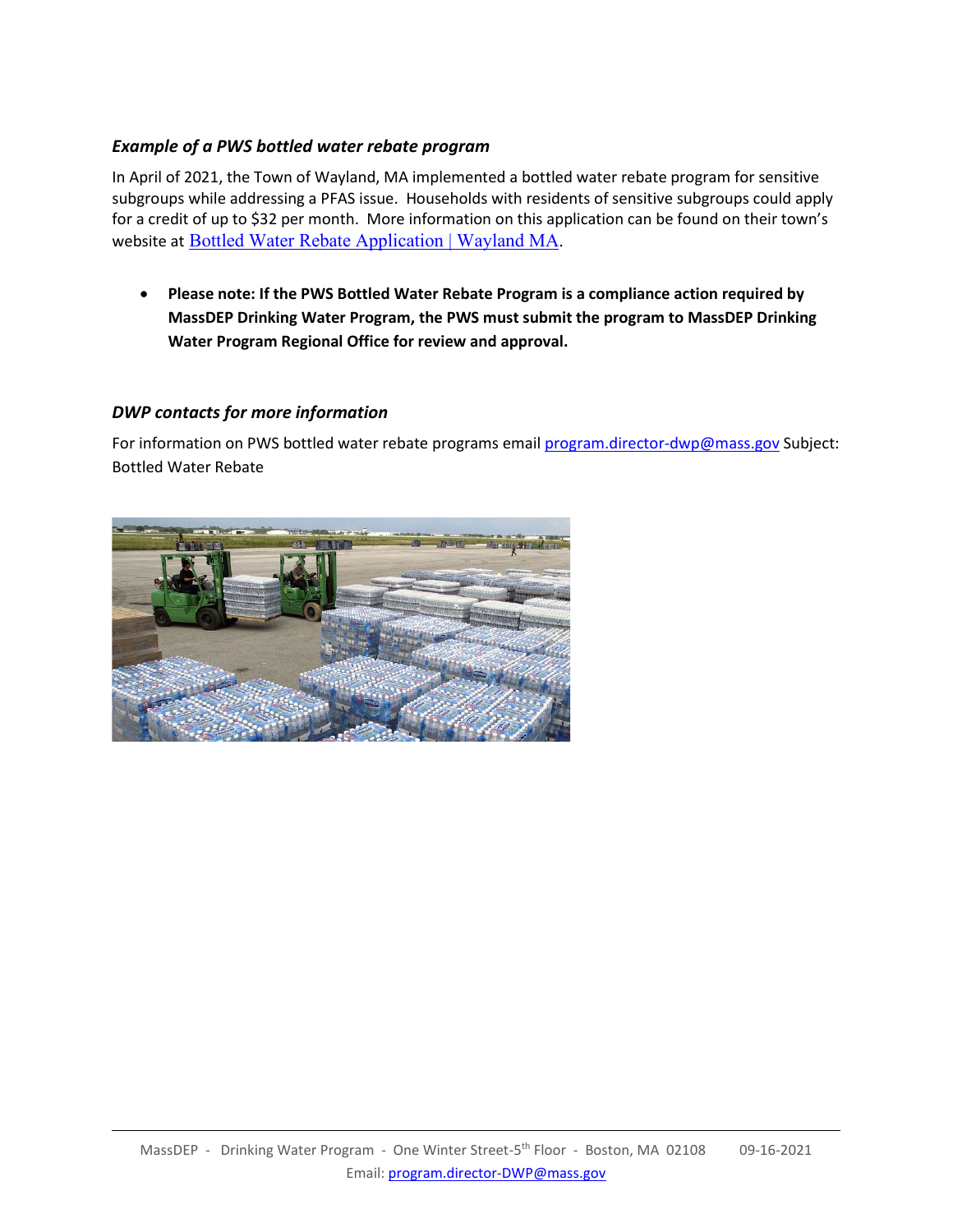### *Example of a PWS bottled water rebate program*

In April of 2021, the Town of Wayland, MA implemented a bottled water rebate program for sensitive subgroups while addressing a PFAS issue. Households with residents of sensitive subgroups could apply for a credit of up to $32 per month. More information on this application can be found on their town's website at Bottled Water Rebate Application | Wayland MA.

- **Please note: If the PWS Bottled Water Rebate Program is a compliance action required by MassDEP Drinking Water Program, the PWS must submit the program to MassDEP Drinking Water Program Regional Office for review and approval.**

### *DWP contacts for more information*

For information on PWS bottled water rebate programs email program.director-dwp@mass.gov Subject: Bottled Water Rebate